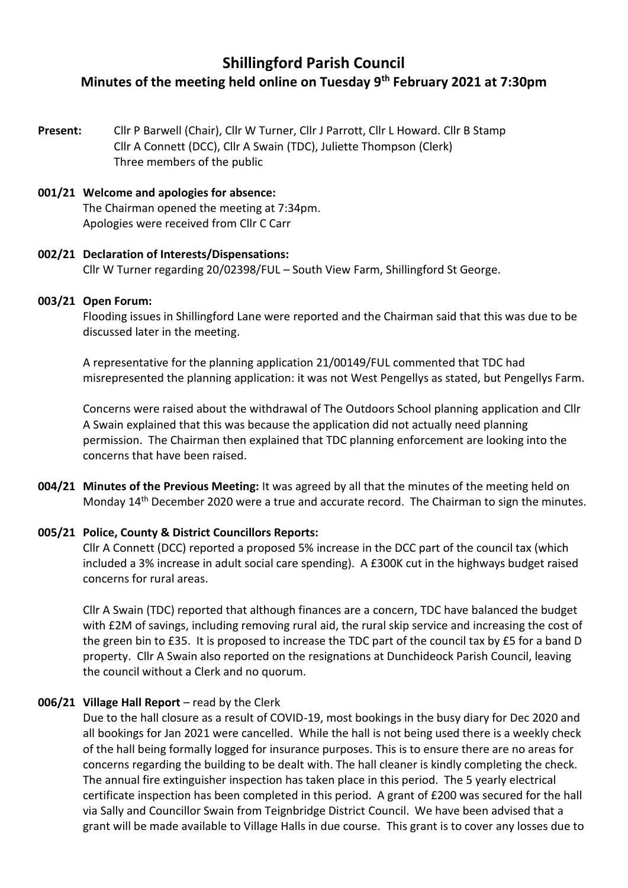# Shillingford Parish Council

## Minutes of the meeting held online on Tuesday 9th February 2021 at 7:30pm

**Present:** Cllr P Barwell (Chair), Cllr W Turner, Cllr J Parrott, Cllr L Howard. Cllr B Stamp
Cllr A Connett (DCC), Cllr A Swain (TDC), Juliette Thompson (Clerk)
Three members of the public

**001/21 Welcome and apologies for absence:**
The Chairman opened the meeting at 7:34pm.
Apologies were received from Cllr C Carr

**002/21 Declaration of Interests/Dispensations:**
Cllr W Turner regarding 20/02398/FUL – South View Farm, Shillingford St George.

**003/21 Open Forum:**
Flooding issues in Shillingford Lane were reported and the Chairman said that this was due to be discussed later in the meeting.

A representative for the planning application 21/00149/FUL commented that TDC had misrepresented the planning application: it was not West Pengellys as stated, but Pengellys Farm.

Concerns were raised about the withdrawal of The Outdoors School planning application and Cllr A Swain explained that this was because the application did not actually need planning permission. The Chairman then explained that TDC planning enforcement are looking into the concerns that have been raised.

**004/21 Minutes of the Previous Meeting:** It was agreed by all that the minutes of the meeting held on Monday 14th December 2020 were a true and accurate record. The Chairman to sign the minutes.

**005/21 Police, County & District Councillors Reports:**
Cllr A Connett (DCC) reported a proposed 5% increase in the DCC part of the council tax (which included a 3% increase in adult social care spending). A £300K cut in the highways budget raised concerns for rural areas.

Cllr A Swain (TDC) reported that although finances are a concern, TDC have balanced the budget with £2M of savings, including removing rural aid, the rural skip service and increasing the cost of the green bin to £35. It is proposed to increase the TDC part of the council tax by £5 for a band D property. Cllr A Swain also reported on the resignations at Dunchideock Parish Council, leaving the council without a Clerk and no quorum.

**006/21 Village Hall Report** – read by the Clerk
Due to the hall closure as a result of COVID-19, most bookings in the busy diary for Dec 2020 and all bookings for Jan 2021 were cancelled. While the hall is not being used there is a weekly check of the hall being formally logged for insurance purposes. This is to ensure there are no areas for concerns regarding the building to be dealt with. The hall cleaner is kindly completing the check. The annual fire extinguisher inspection has taken place in this period. The 5 yearly electrical certificate inspection has been completed in this period. A grant of £200 was secured for the hall via Sally and Councillor Swain from Teignbridge District Council. We have been advised that a grant will be made available to Village Halls in due course. This grant is to cover any losses due to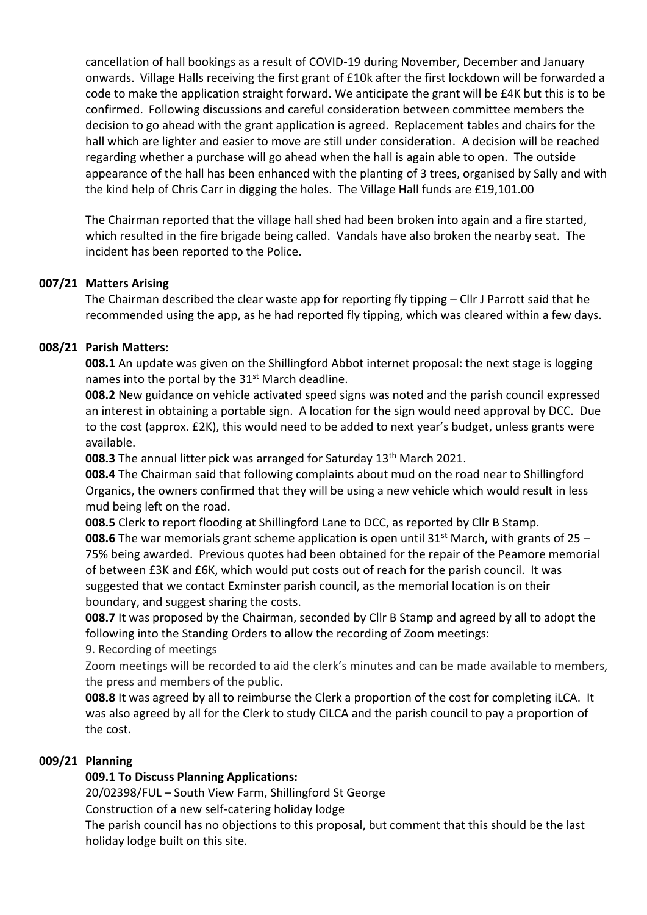cancellation of hall bookings as a result of COVID-19 during November, December and January onwards. Village Halls receiving the first grant of £10k after the first lockdown will be forwarded a code to make the application straight forward. We anticipate the grant will be £4K but this is to be confirmed. Following discussions and careful consideration between committee members the decision to go ahead with the grant application is agreed. Replacement tables and chairs for the hall which are lighter and easier to move are still under consideration. A decision will be reached regarding whether a purchase will go ahead when the hall is again able to open. The outside appearance of the hall has been enhanced with the planting of 3 trees, organised by Sally and with the kind help of Chris Carr in digging the holes. The Village Hall funds are £19,101.00

The Chairman reported that the village hall shed had been broken into again and a fire started, which resulted in the fire brigade being called. Vandals have also broken the nearby seat. The incident has been reported to the Police.

**007/21 Matters Arising**

The Chairman described the clear waste app for reporting fly tipping – Cllr J Parrott said that he recommended using the app, as he had reported fly tipping, which was cleared within a few days.

**008/21 Parish Matters:**

**008.1** An update was given on the Shillingford Abbot internet proposal: the next stage is logging names into the portal by the 31st March deadline.

**008.2** New guidance on vehicle activated speed signs was noted and the parish council expressed an interest in obtaining a portable sign. A location for the sign would need approval by DCC. Due to the cost (approx. £2K), this would need to be added to next year's budget, unless grants were available.

**008.3** The annual litter pick was arranged for Saturday 13th March 2021.

**008.4** The Chairman said that following complaints about mud on the road near to Shillingford Organics, the owners confirmed that they will be using a new vehicle which would result in less mud being left on the road.

**008.5** Clerk to report flooding at Shillingford Lane to DCC, as reported by Cllr B Stamp.

**008.6** The war memorials grant scheme application is open until 31st March, with grants of 25 – 75% being awarded. Previous quotes had been obtained for the repair of the Peamore memorial of between £3K and £6K, which would put costs out of reach for the parish council. It was suggested that we contact Exminster parish council, as the memorial location is on their boundary, and suggest sharing the costs.

**008.7** It was proposed by the Chairman, seconded by Cllr B Stamp and agreed by all to adopt the following into the Standing Orders to allow the recording of Zoom meetings:

9. Recording of meetings

Zoom meetings will be recorded to aid the clerk's minutes and can be made available to members, the press and members of the public.

**008.8** It was agreed by all to reimburse the Clerk a proportion of the cost for completing iLCA. It was also agreed by all for the Clerk to study CiLCA and the parish council to pay a proportion of the cost.

**009/21 Planning**

**009.1 To Discuss Planning Applications:**

20/02398/FUL – South View Farm, Shillingford St George

Construction of a new self-catering holiday lodge

The parish council has no objections to this proposal, but comment that this should be the last holiday lodge built on this site.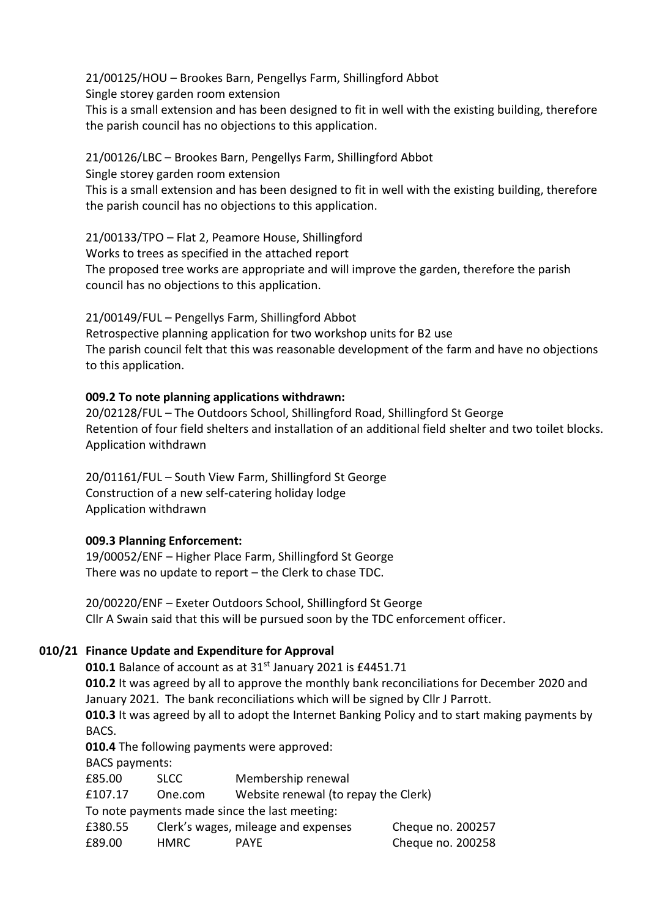21/00125/HOU – Brookes Barn, Pengellys Farm, Shillingford Abbot
Single storey garden room extension
This is a small extension and has been designed to fit in well with the existing building, therefore the parish council has no objections to this application.

21/00126/LBC – Brookes Barn, Pengellys Farm, Shillingford Abbot
Single storey garden room extension
This is a small extension and has been designed to fit in well with the existing building, therefore the parish council has no objections to this application.

21/00133/TPO – Flat 2, Peamore House, Shillingford
Works to trees as specified in the attached report
The proposed tree works are appropriate and will improve the garden, therefore the parish council has no objections to this application.

21/00149/FUL – Pengellys Farm, Shillingford Abbot
Retrospective planning application for two workshop units for B2 use
The parish council felt that this was reasonable development of the farm and have no objections to this application.

**009.2 To note planning applications withdrawn:**
20/02128/FUL – The Outdoors School, Shillingford Road, Shillingford St George
Retention of four field shelters and installation of an additional field shelter and two toilet blocks.
Application withdrawn

20/01161/FUL – South View Farm, Shillingford St George
Construction of a new self-catering holiday lodge
Application withdrawn

**009.3 Planning Enforcement:**
19/00052/ENF – Higher Place Farm, Shillingford St George
There was no update to report – the Clerk to chase TDC.

20/00220/ENF – Exeter Outdoors School, Shillingford St George
Cllr A Swain said that this will be pursued soon by the TDC enforcement officer.

**010/21 Finance Update and Expenditure for Approval**

**010.1** Balance of account as at 31st January 2021 is £4451.71
**010.2** It was agreed by all to approve the monthly bank reconciliations for December 2020 and January 2021. The bank reconciliations which will be signed by Cllr J Parrott.
**010.3** It was agreed by all to adopt the Internet Banking Policy and to start making payments by BACS.
**010.4** The following payments were approved:

BACS payments:

| | | | |
|---|---|---|---|
| £85.00 | SLCC | Membership renewal | |
| £107.17 | One.com | Website renewal (to repay the Clerk) | |

To note payments made since the last meeting:

| | | | |
|---|---|---|---|
| £380.55 | Clerk's wages, mileage and expenses | | Cheque no. 200257 |
| £89.00 | HMRC | PAYE | Cheque no. 200258 |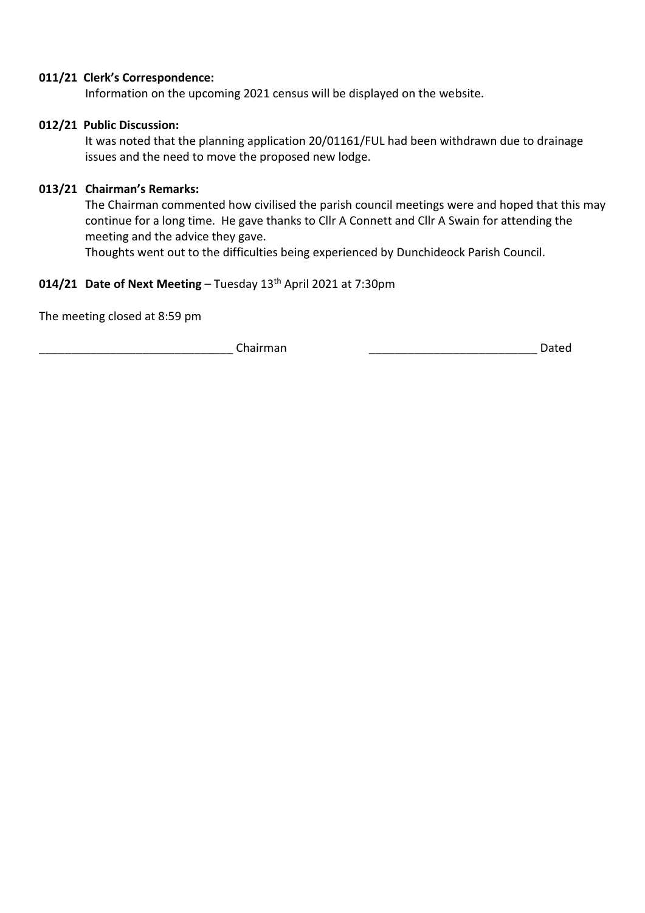**011/21 Clerk's Correspondence:**

Information on the upcoming 2021 census will be displayed on the website.

**012/21 Public Discussion:**

It was noted that the planning application 20/01161/FUL had been withdrawn due to drainage issues and the need to move the proposed new lodge.

**013/21 Chairman's Remarks:**

The Chairman commented how civilised the parish council meetings were and hoped that this may continue for a long time. He gave thanks to Cllr A Connett and Cllr A Swain for attending the meeting and the advice they gave.

Thoughts went out to the difficulties being experienced by Dunchideock Parish Council.

**014/21 Date of Next Meeting** – Tuesday 13th April 2021 at 7:30pm

The meeting closed at 8:59 pm

______________________________ Chairman ___________________________ Dated